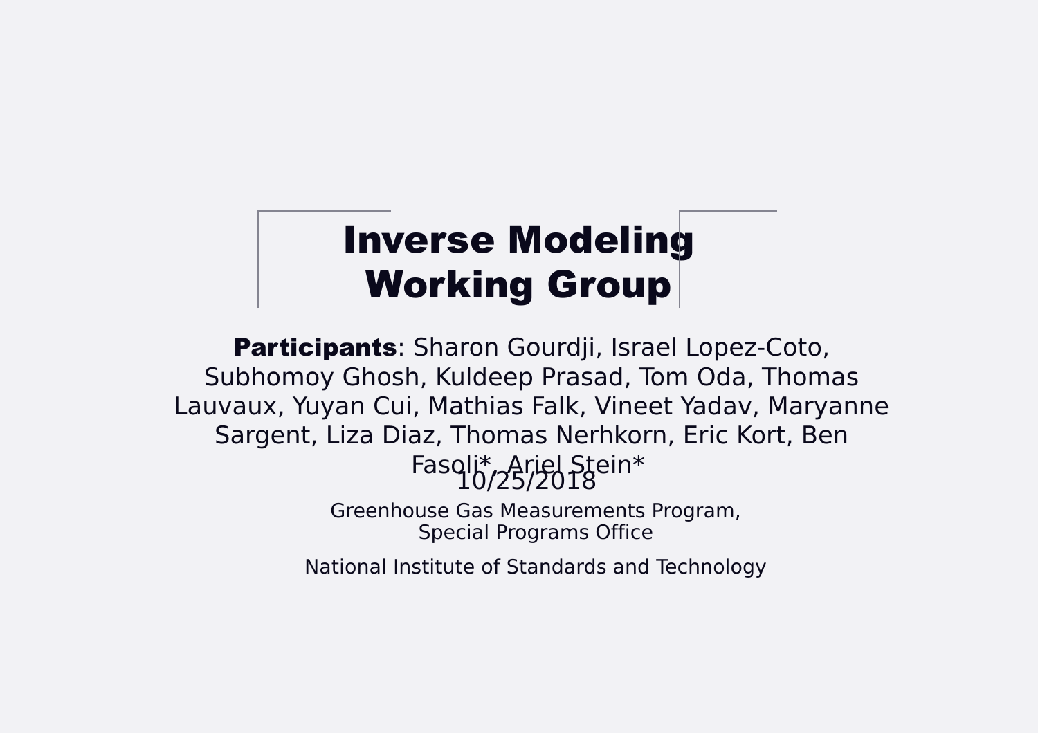# Inverse Modeling Working Group

**Participants**: Sharon Gourdji, Israel Lopez-Coto, Subhomoy Ghosh, Kuldeep Prasad, Tom Oda, Thomas Lauvaux, Yuyan Cui, Mathias Falk, Vineet Yadav, Maryanne Sargent, Liza Diaz, Thomas Nerhkorn, Eric Kort, Ben Fasoli*, Ariel Stein*

10/25/2018

Greenhouse Gas Measurements Program,
Special Programs Office

National Institute of Standards and Technology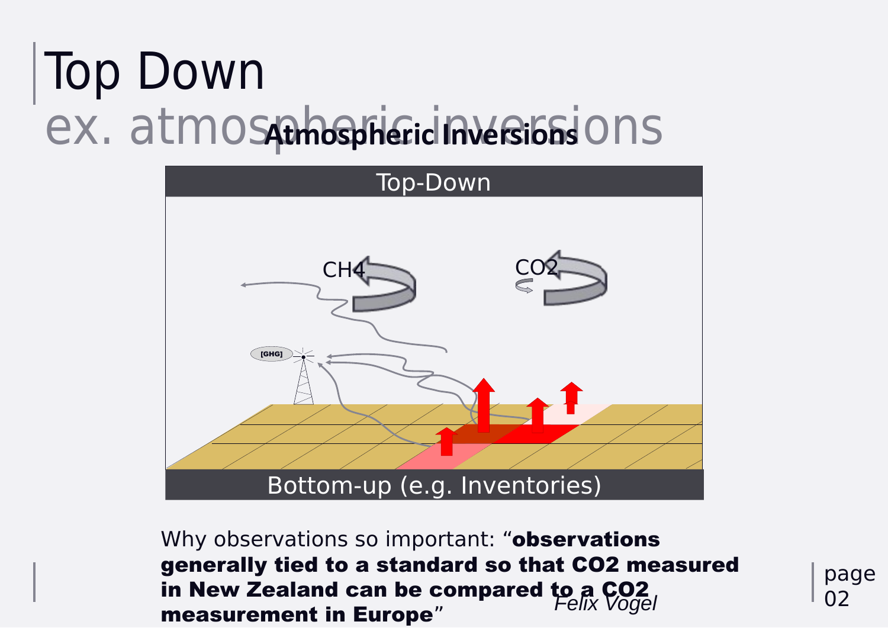# Top Down

## ex. atmospheric inversions

**Atmospheric Inversions**

Top-Down

$CH_4$

$CO_2$

[GHG]

Bottom-up (e.g. Inventories)

Why observations so important: "**observations generally tied to a standard so that $CO_2$ measured in New Zealand can be compared to a $CO_2$ measurement in Europe**"

*Felix Vogel*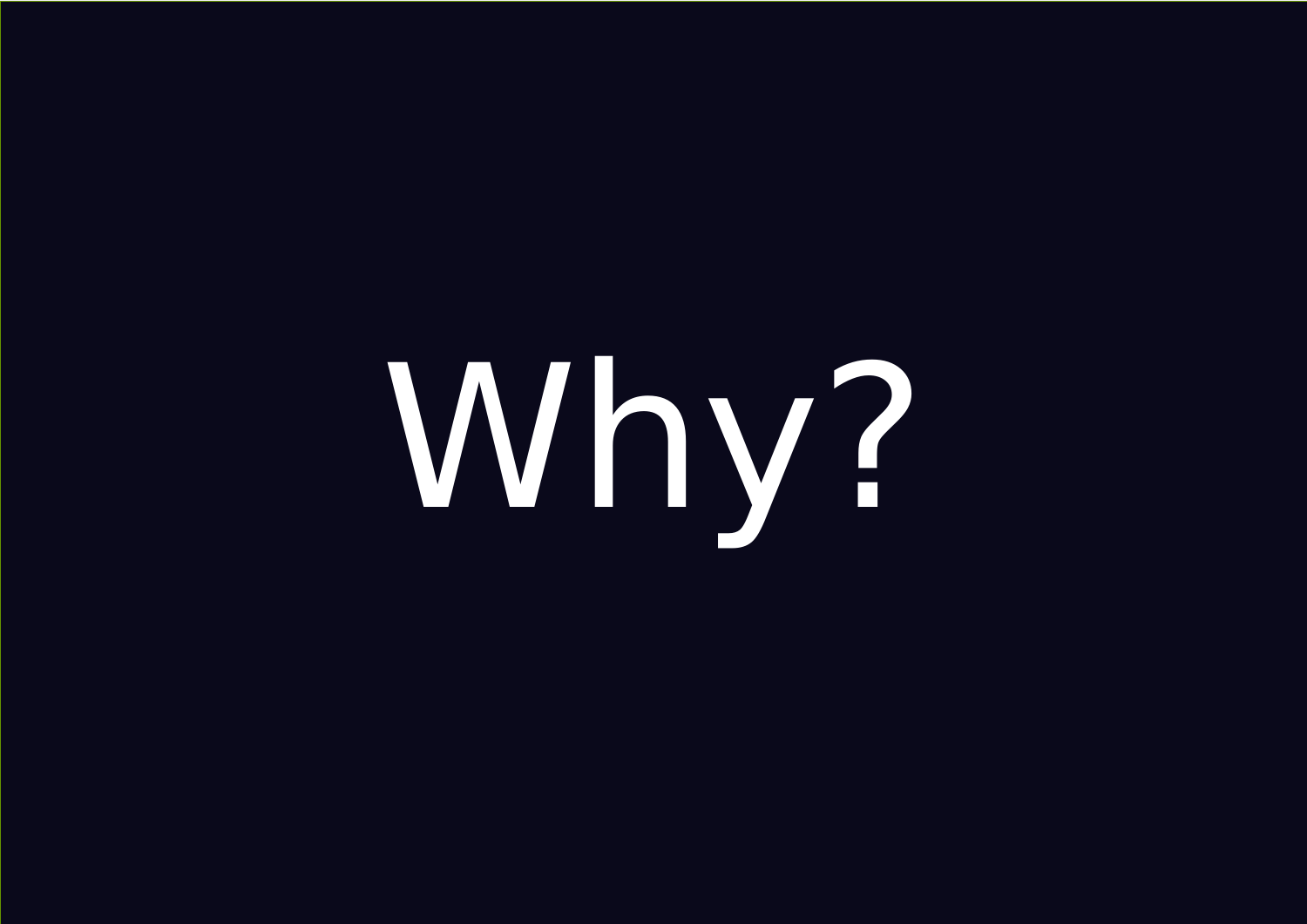# Why?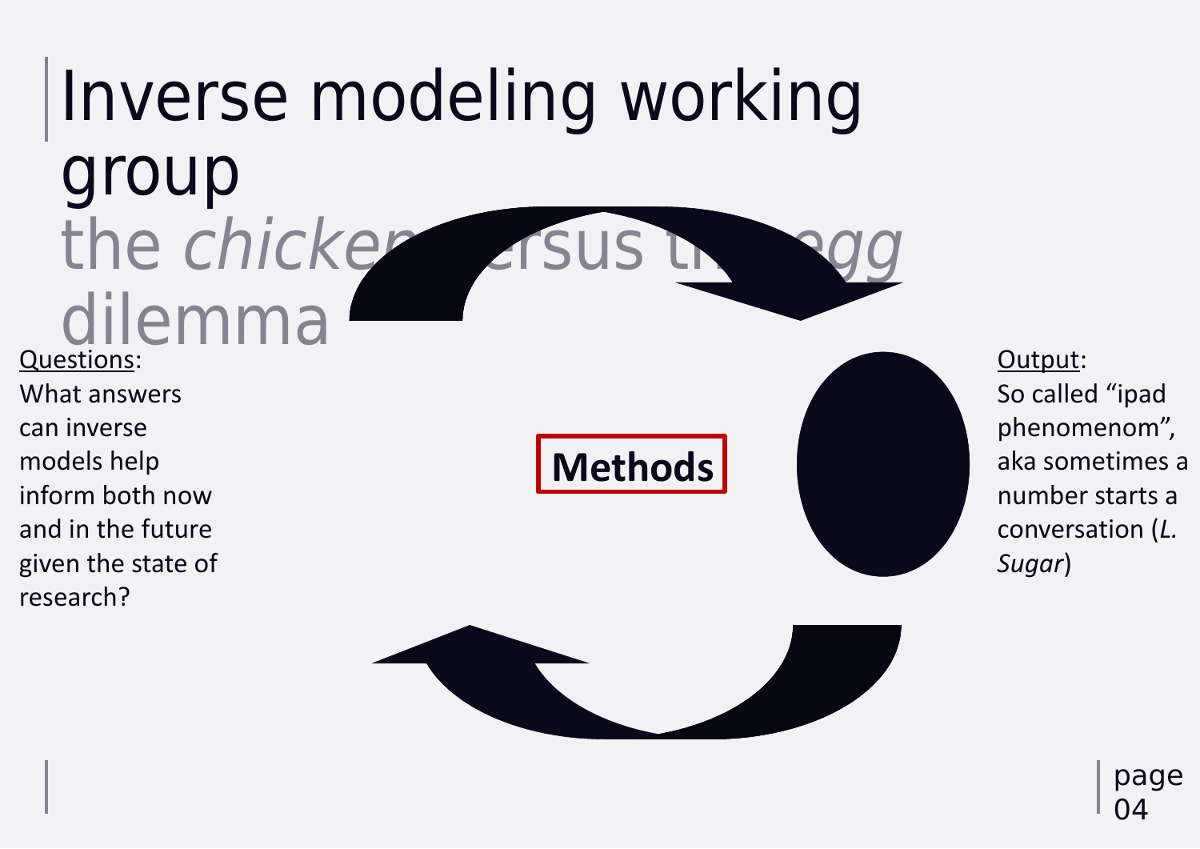# Inverse modeling working group

## the *chicken* versus the *egg* dilemma

<u>Questions</u>:
What answers can inverse models help inform both now and in the future given the state of research?

**Methods**

<u>Output</u>:
So called "ipad phenomenom", aka sometimes a number starts a conversation (*L. Sugar*)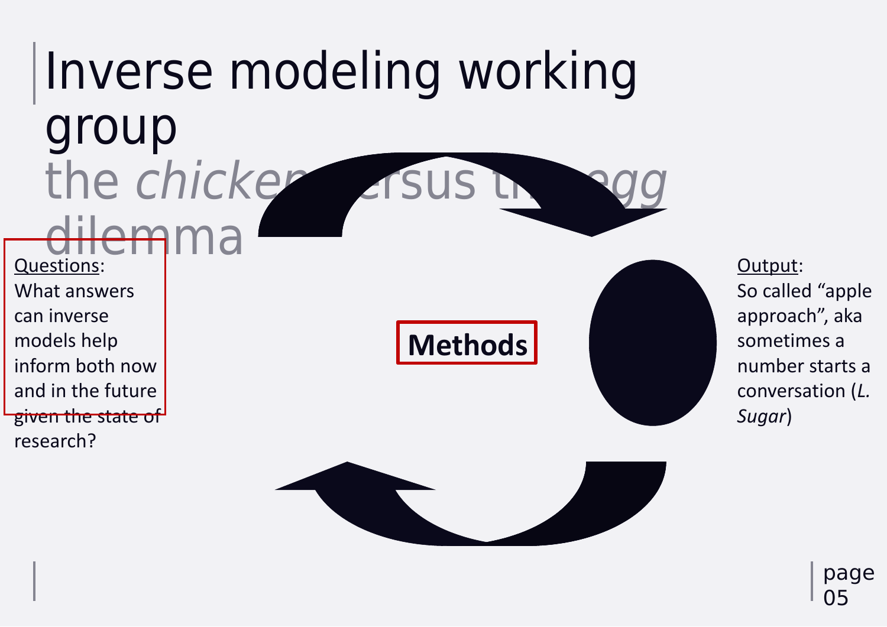# Inverse modeling working group

## the *chicken* versus the *egg* dilemma

<u>Questions</u>:
What answers can inverse models help inform both now and in the future given the state of research?

**Methods**

<u>Output</u>:
So called "apple approach", aka sometimes a number starts a conversation (*L. Sugar*)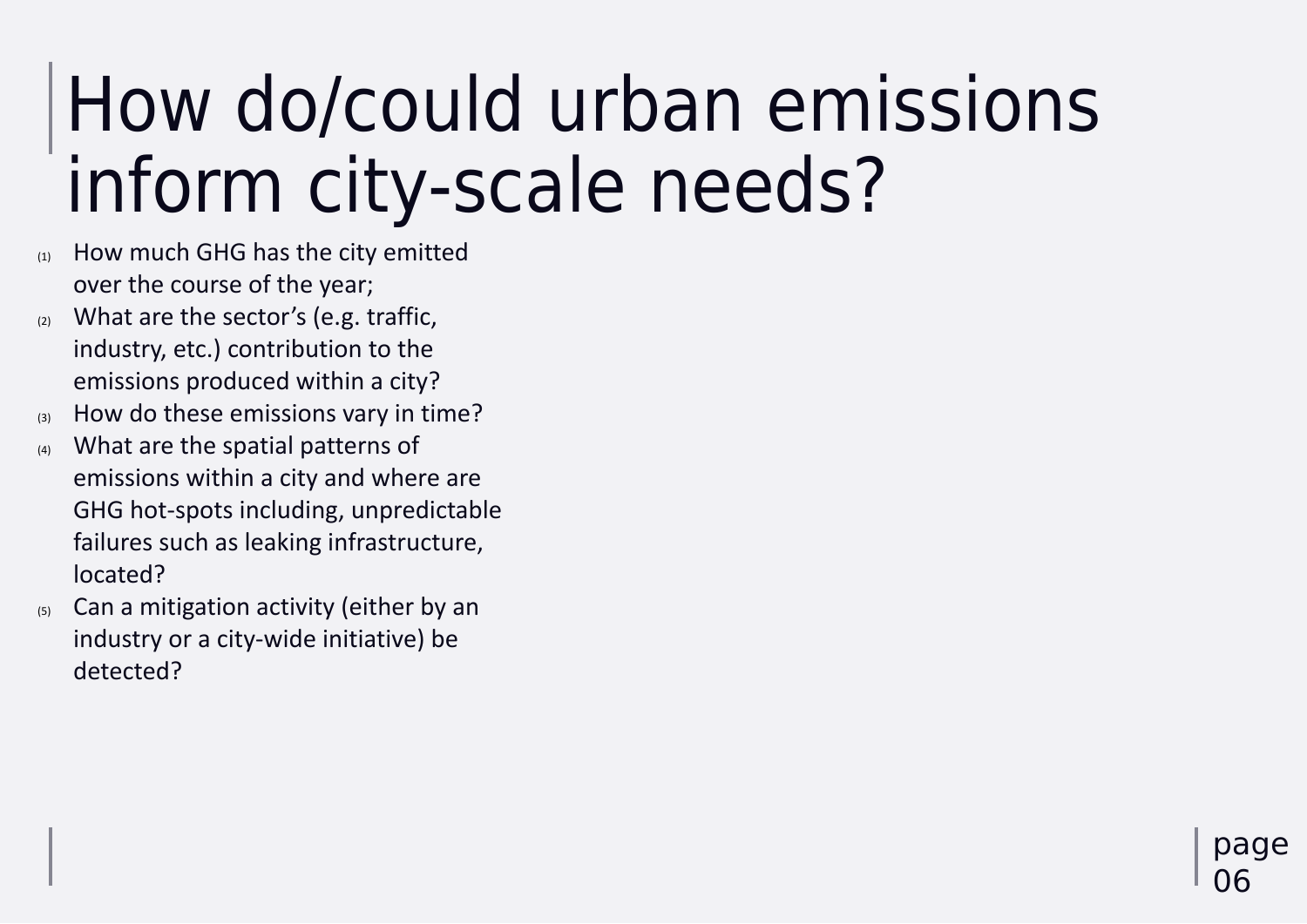# How do/could urban emissions inform city-scale needs?

(1) How much GHG has the city emitted over the course of the year;
(2) What are the sector's (e.g. traffic, industry, etc.) contribution to the emissions produced within a city?
(3) How do these emissions vary in time?
(4) What are the spatial patterns of emissions within a city and where are GHG hot-spots including, unpredictable failures such as leaking infrastructure, located?
(5) Can a mitigation activity (either by an industry or a city-wide initiative) be detected?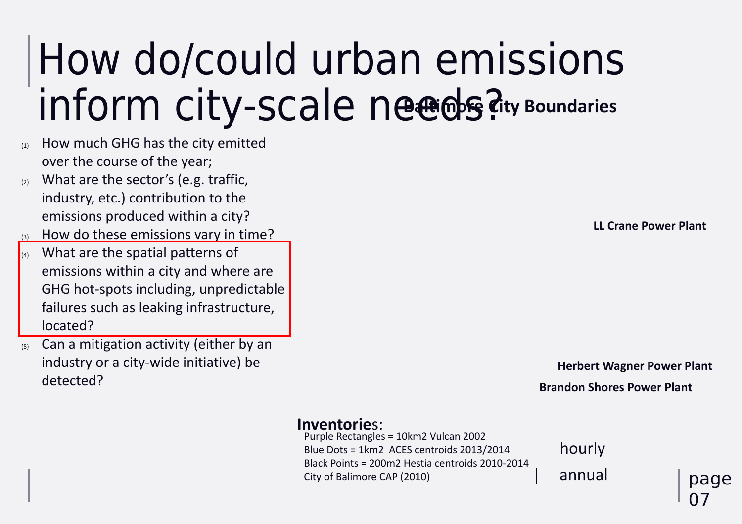# How do/could urban emissions inform city-scale needs?

**Baltimore City Boundaries**

1. How much GHG has the city emitted over the course of the year;
2. What are the sector's (e.g. traffic, industry, etc.) contribution to the emissions produced within a city?
3. How do these emissions vary in time?
4. What are the spatial patterns of emissions within a city and where are GHG hot-spots including, unpredictable failures such as leaking infrastructure, located?
5. Can a mitigation activity (either by an industry or a city-wide initiative) be detected?

**LL Crane Power Plant**

**Herbert Wagner Power Plant**

**Brandon Shores Power Plant**

**Inventories**:

Purple Rectangles = 10km2 Vulcan 2002
Blue Dots = 1km2 ACES centroids 2013/2014
Black Points = 200m2 Hestia centroids 2010-2014
City of Balimore CAP (2010)

hourly

annual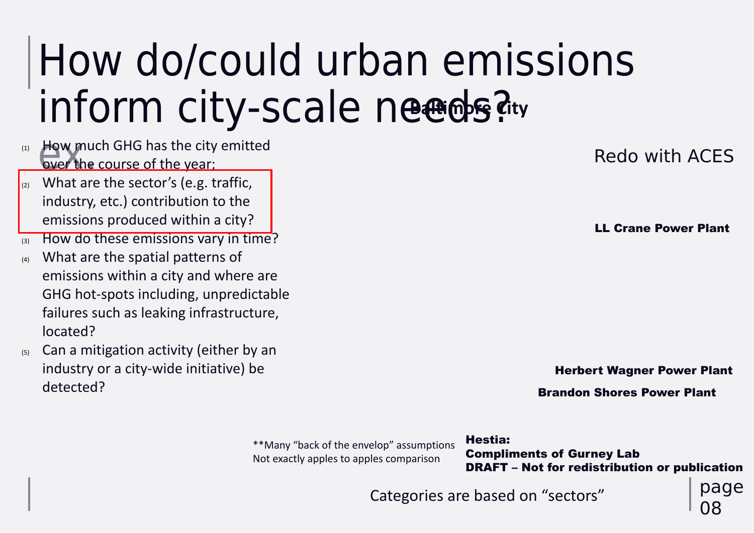# How do/could urban emissions inform city-scale needs?

Baltimore City

ex

1. How much GHG has the city emitted over the course of the year;
2. What are the sector's (e.g. traffic, industry, etc.) contribution to the emissions produced within a city?
3. How do these emissions vary in time?
4. What are the spatial patterns of emissions within a city and where are GHG hot-spots including, unpredictable failures such as leaking infrastructure, located?
5. Can a mitigation activity (either by an industry or a city-wide initiative) be detected?

Redo with ACES

**LL Crane Power Plant**

**Herbert Wagner Power Plant**

**Brandon Shores Power Plant**

**Many "back of the envelop" assumptions
Not exactly apples to apples comparison

**Hestia:**
**Compliments of Gurney Lab**
**DRAFT – Not for redistribution or publication**

Categories are based on "sectors"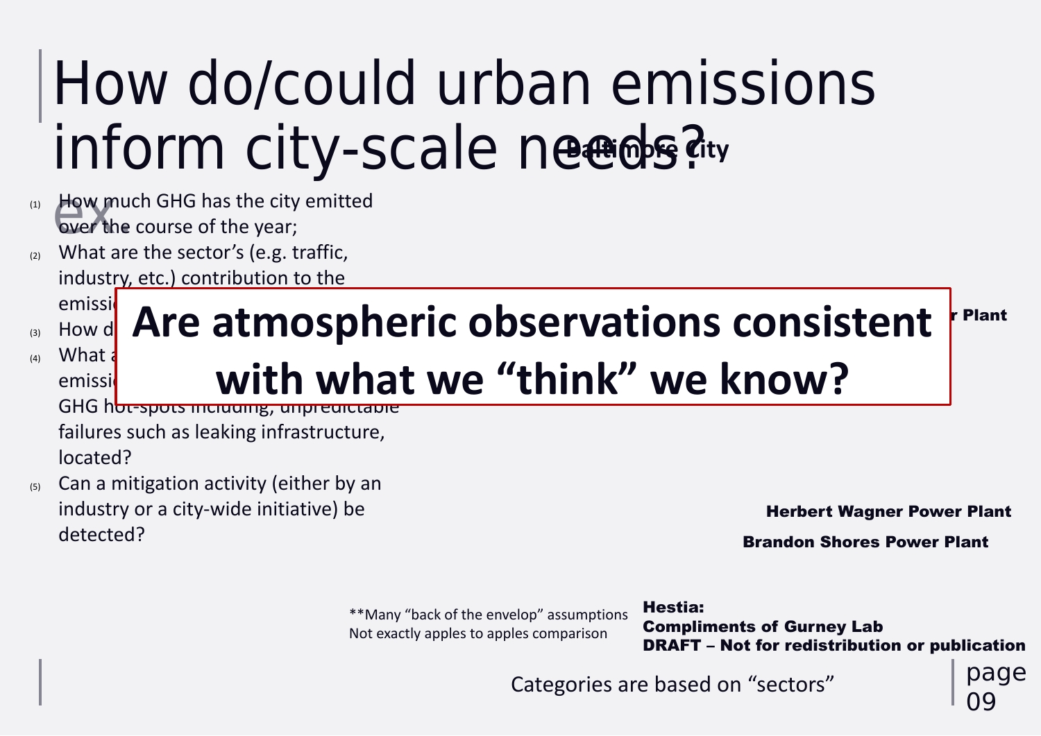# How do/could urban emissions inform city-scale needs?

ex

Baltimore City

1. How much GHG has the city emitted over the course of the year;
2. What are the sector's (e.g. traffic, industry, etc.) contribution to the emissi
3. How d
4. What a emissi GHG hot-spots including, unpredictable failures such as leaking infrastructure, located?
5. Can a mitigation activity (either by an industry or a city-wide initiative) be detected?

**Are atmospheric observations consistent with what we "think" we know?**

r Plant

**Herbert Wagner Power Plant**

**Brandon Shores Power Plant**

**Many "back of the envelop" assumptions
Not exactly apples to apples comparison

**Hestia:**
**Compliments of Gurney Lab**
**DRAFT – Not for redistribution or publication**

Categories are based on "sectors"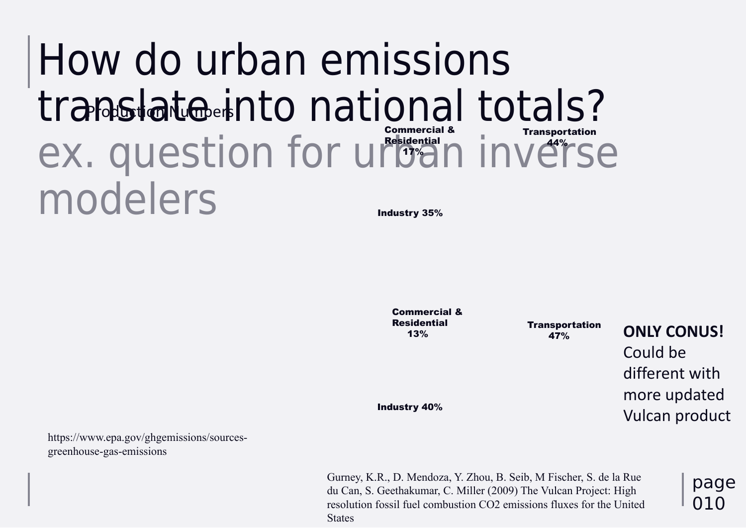# How do urban emissions translate into national totals?

ex. question for urban inverse modelers

Production Numbers

Commercial & Residential 17%

Transportation 44%

Industry 35%

Commercial & Residential 13%

Transportation 47%

Industry 40%

**ONLY CONUS!**
Could be different with more updated Vulcan product

https://www.epa.gov/ghgemissions/sources-greenhouse-gas-emissions

Gurney, K.R., D. Mendoza, Y. Zhou, B. Seib, M Fischer, S. de la Rue du Can, S. Geethakumar, C. Miller (2009) The Vulcan Project: High resolution fossil fuel combustion CO2 emissions fluxes for the United States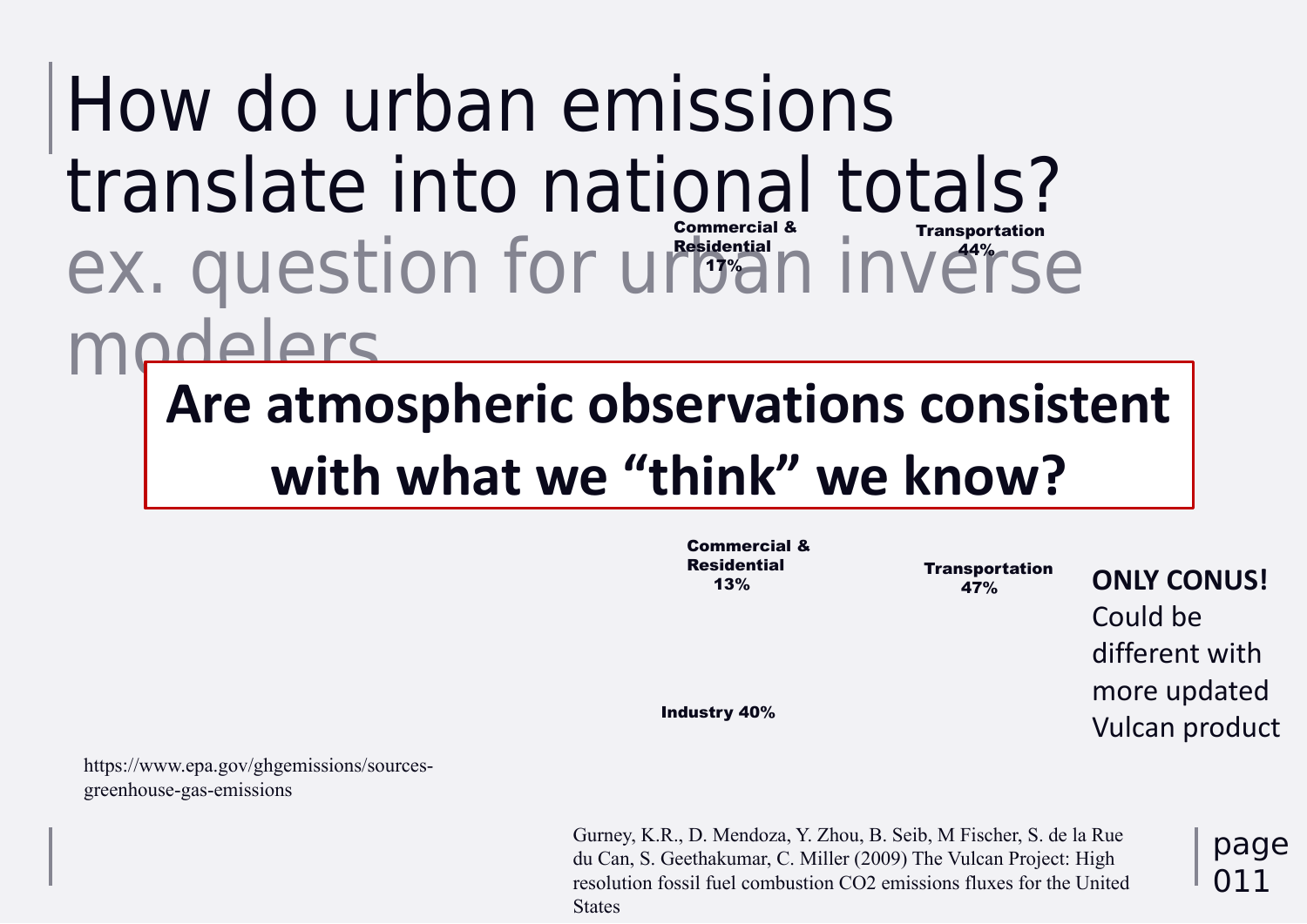# How do urban emissions translate into national totals?

## ex. question for urban inverse modelers

Commercial & Residential 17%

Transportation 44%

**Are atmospheric observations consistent with what we "think" we know?**

Commercial & Residential 13%

Transportation 47%

Industry 40%

**ONLY CONUS!**
Could be different with more updated Vulcan product

https://www.epa.gov/ghgemissions/sources-greenhouse-gas-emissions

Gurney, K.R., D. Mendoza, Y. Zhou, B. Seib, M Fischer, S. de la Rue du Can, S. Geethakumar, C. Miller (2009) The Vulcan Project: High resolution fossil fuel combustion CO2 emissions fluxes for the United States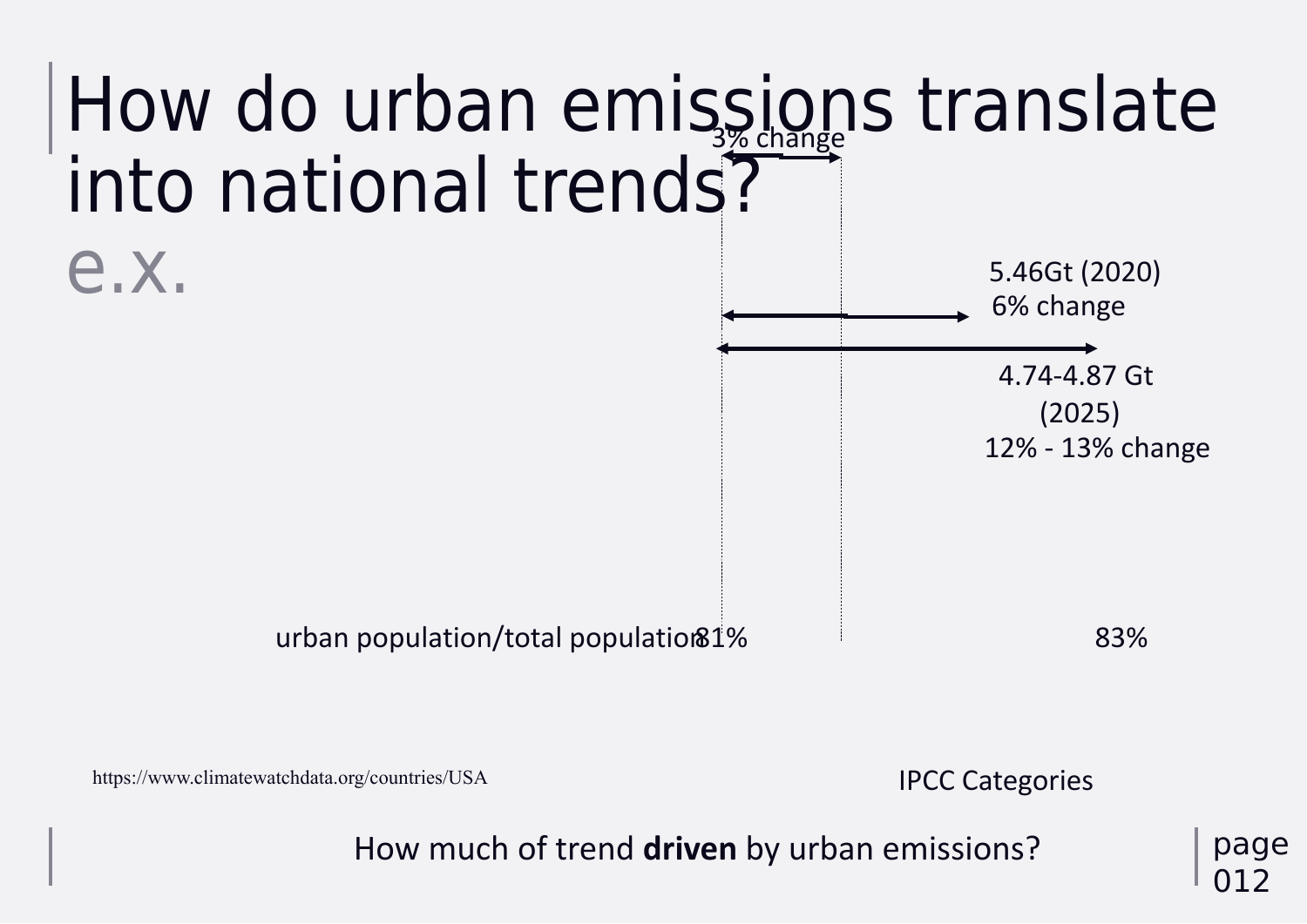# How do urban emissions translate into national trends?

e.x.

3% change

5.46Gt (2020)
6% change

4.74-4.87 Gt (2025)
12% - 13% change

urban population/total population 81% 83%

https://www.climatewatchdata.org/countries/USA

IPCC Categories

How much of trend **driven** by urban emissions?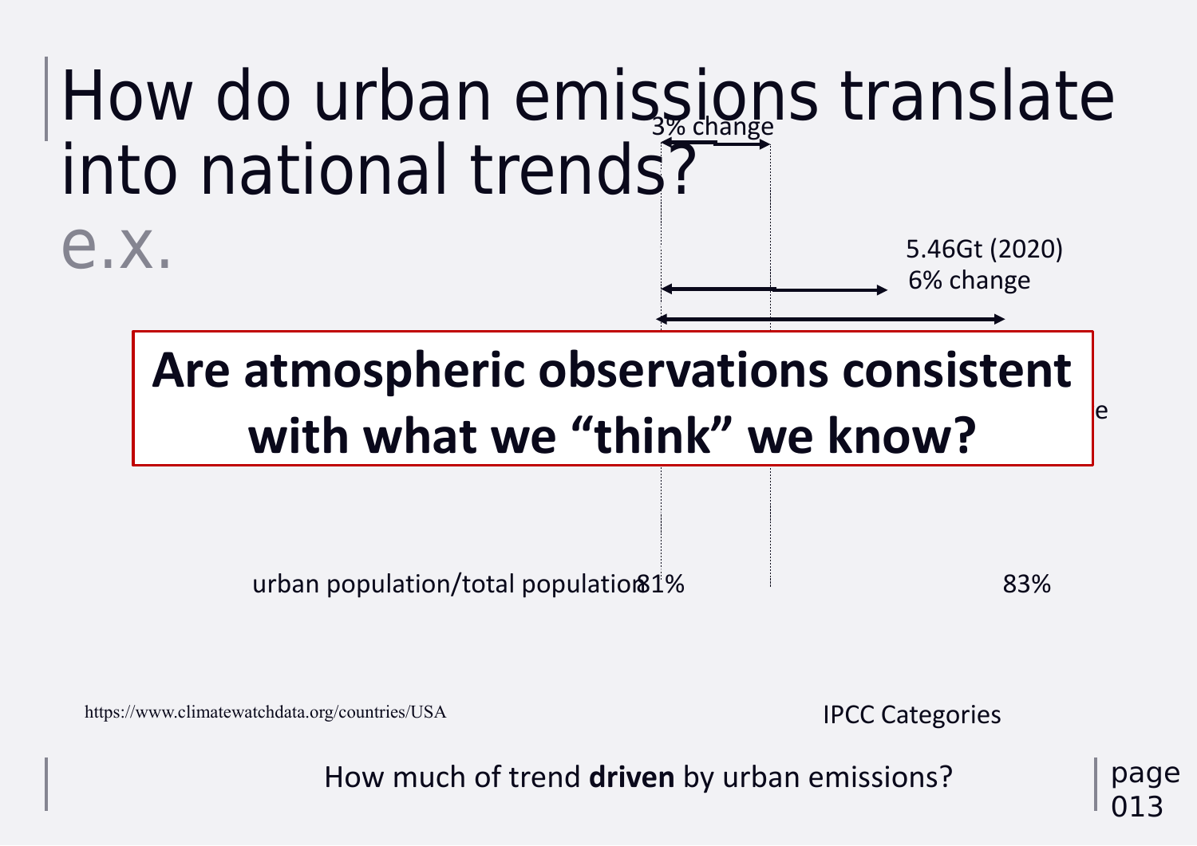# How do urban emissions translate into national trends?

e.x.

3% change

5.46Gt (2020)

6% change

**Are atmospheric observations consistent with what we "think" we know?**

e

urban population/total population 81% 83%

https://www.climatewatchdata.org/countries/USA

IPCC Categories

How much of trend **driven** by urban emissions?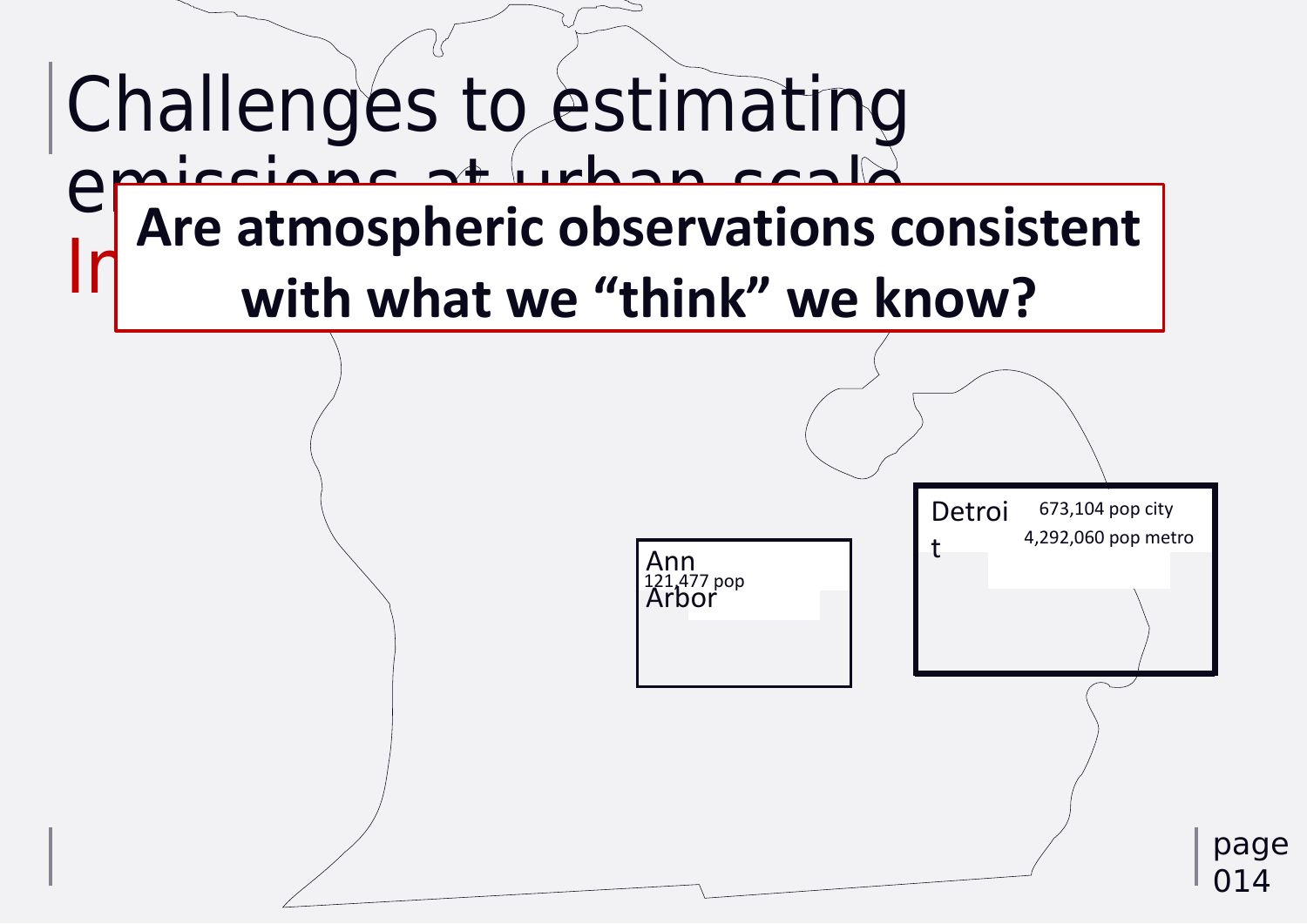# Challenges to estimating emissions at urban scale

In

**Are atmospheric observations consistent with what we "think" we know?**

Ann Arbor
121,477 pop

Detroit
673,104 pop city
4,292,060 pop metro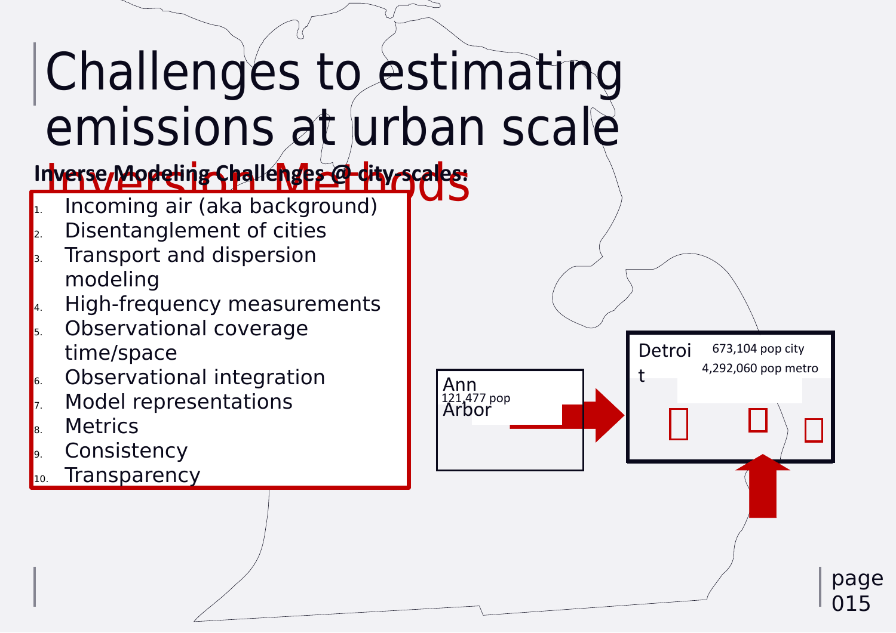# Challenges to estimating emissions at urban scale

## Inversion Methods

**Inverse Modeling Challenges @ city-scales:**

1. Incoming air (aka background)
2. Disentanglement of cities
3. Transport and dispersion modeling
4. High-frequency measurements
5. Observational coverage time/space
6. Observational integration
7. Model representations
8. Metrics
9. Consistency
10. Transparency

Ann Arbor
121,477 pop

Detroit
673,104 pop city
4,292,060 pop metro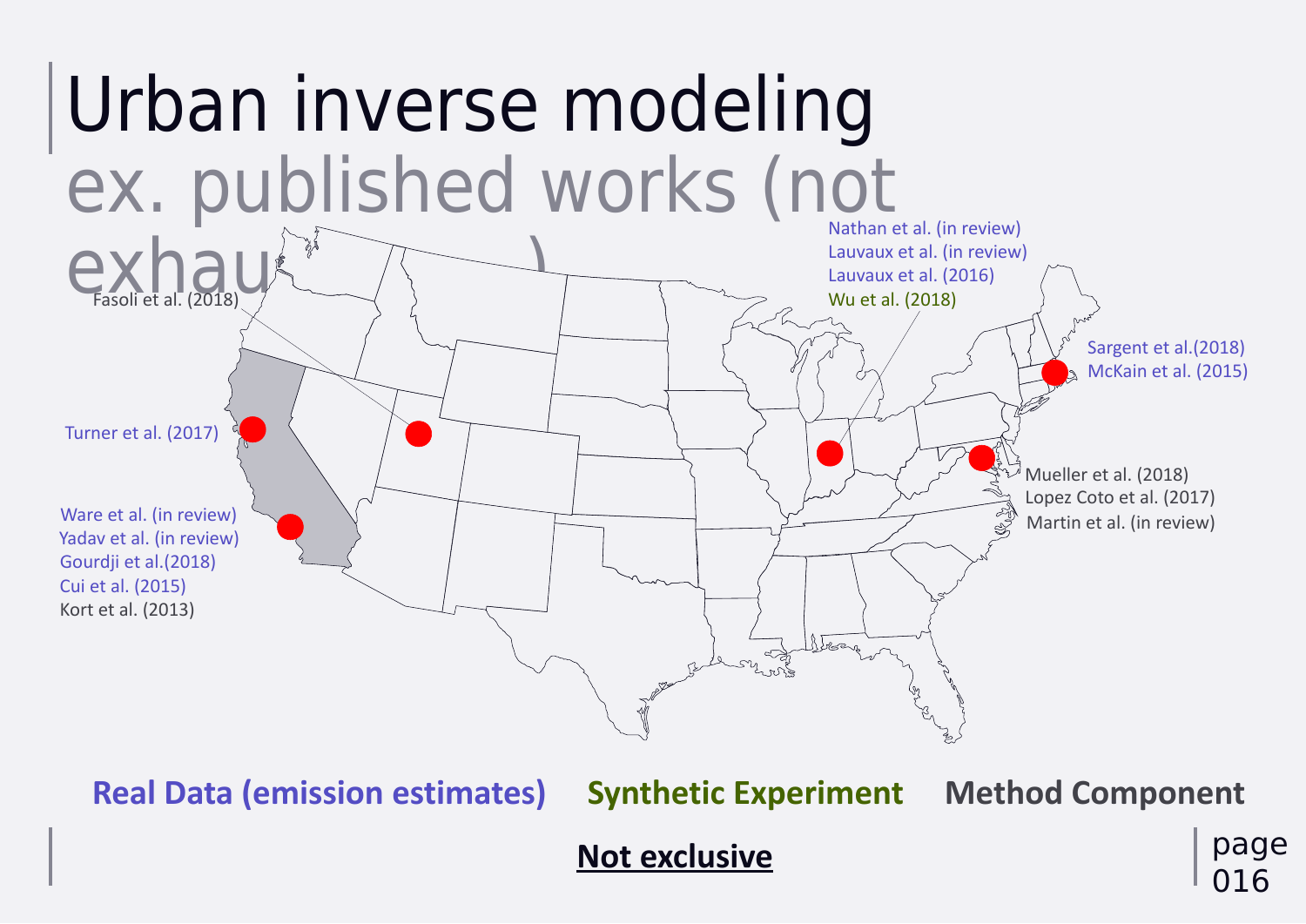# Urban inverse modeling

## ex. published works (not exhaustive)

Fasoli et al. (2018)

Nathan et al. (in review)
Lauvaux et al. (in review)
Lauvaux et al. (2016)
Wu et al. (2018)

Sargent et al.(2018)
McKain et al. (2015)

Turner et al. (2017)

Mueller et al. (2018)
Lopez Coto et al. (2017)
Martin et al. (in review)

Ware et al. (in review)
Yadav et al. (in review)
Gourdji et al.(2018)
Cui et al. (2015)
Kort et al. (2013)

**Real Data (emission estimates)** **Synthetic Experiment** **Method Component**

**Not exclusive**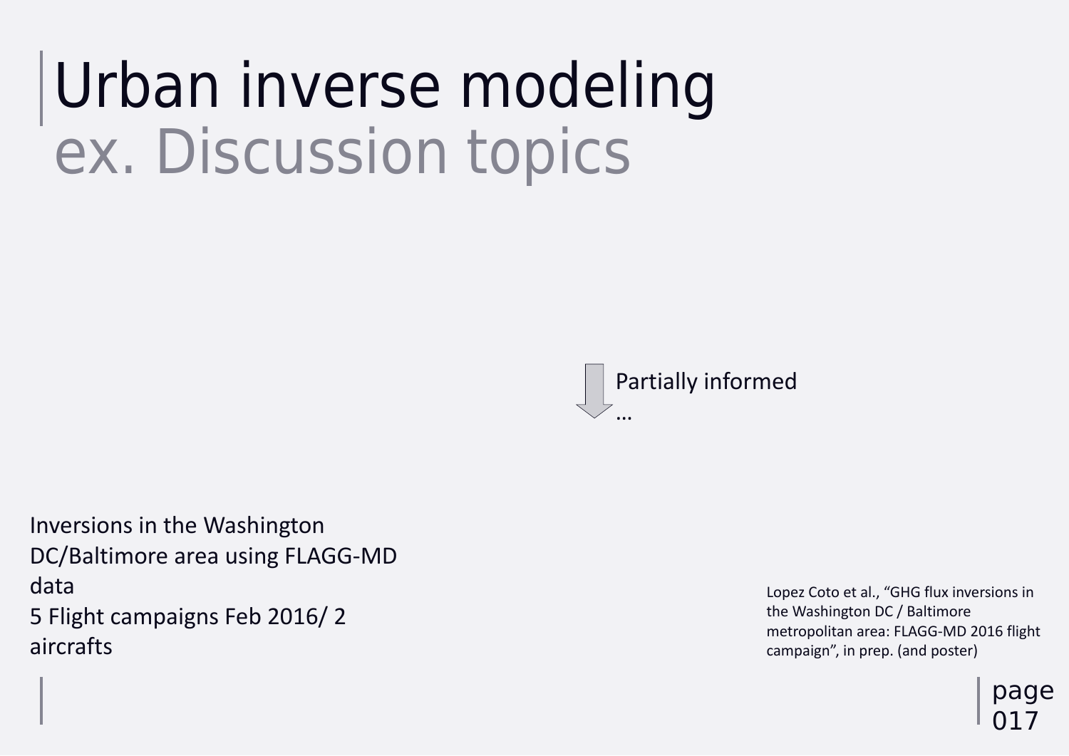# Urban inverse modeling

## ex. Discussion topics

Partially informed …

Inversions in the Washington DC/Baltimore area using FLAGG-MD data

5 Flight campaigns Feb 2016/ 2 aircrafts

Lopez Coto et al., “GHG flux inversions in the Washington DC / Baltimore metropolitan area: FLAGG-MD 2016 flight campaign”, in prep. (and poster)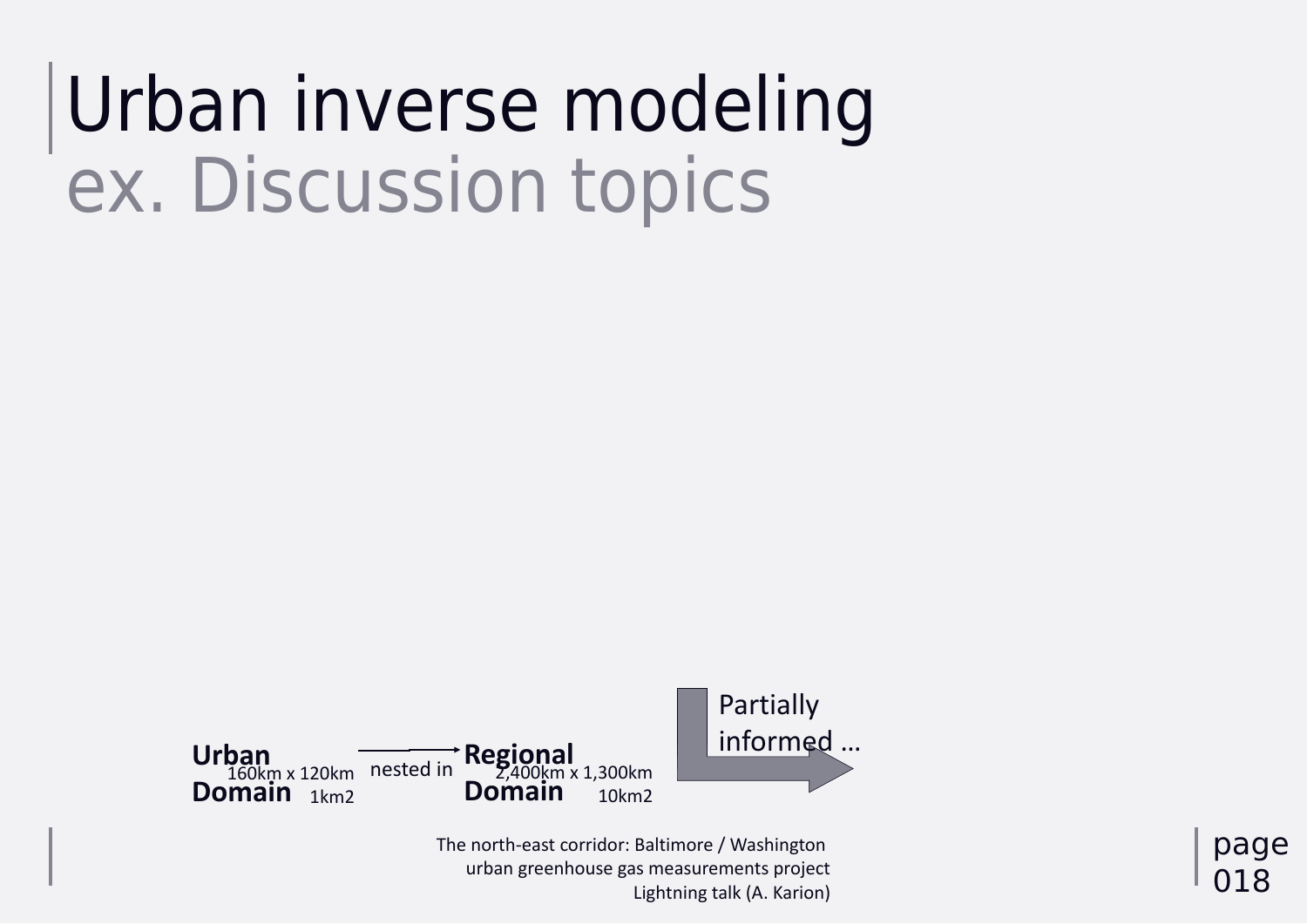# Urban inverse modeling

## ex. Discussion topics

**Urban Domain** 160km x 120km 1km2 — nested in → **Regional Domain** 2,400km x 1,300km 10km2 → Partially informed …

The north-east corridor: Baltimore / Washington urban greenhouse gas measurements project Lightning talk (A. Karion)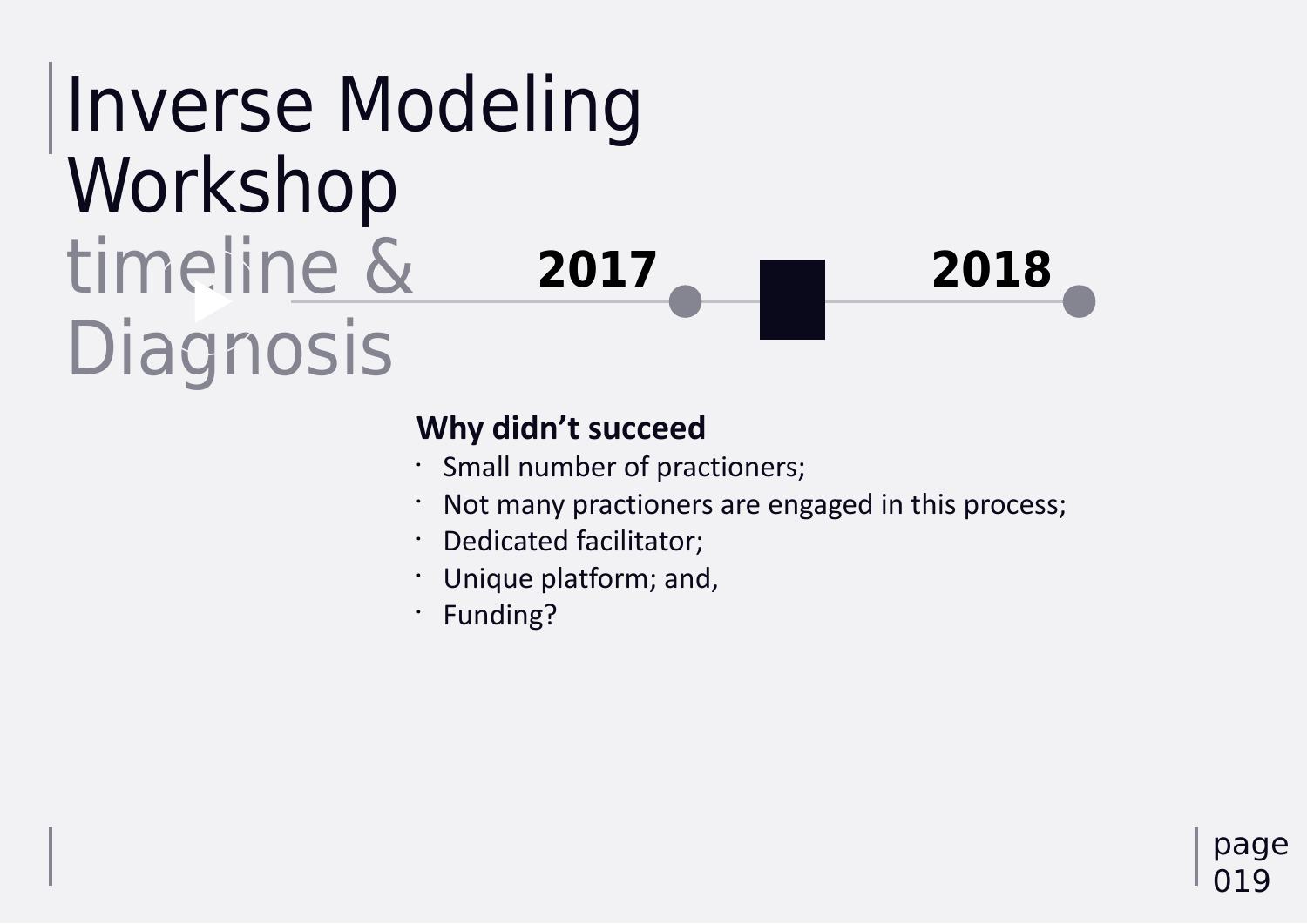# Inverse Modeling Workshop

## timeline & Diagnosis

**2017** — **2018**

**Why didn't succeed**

- Small number of practioners;
- Not many practioners are engaged in this process;
- Dedicated facilitator;
- Unique platform; and,
- Funding?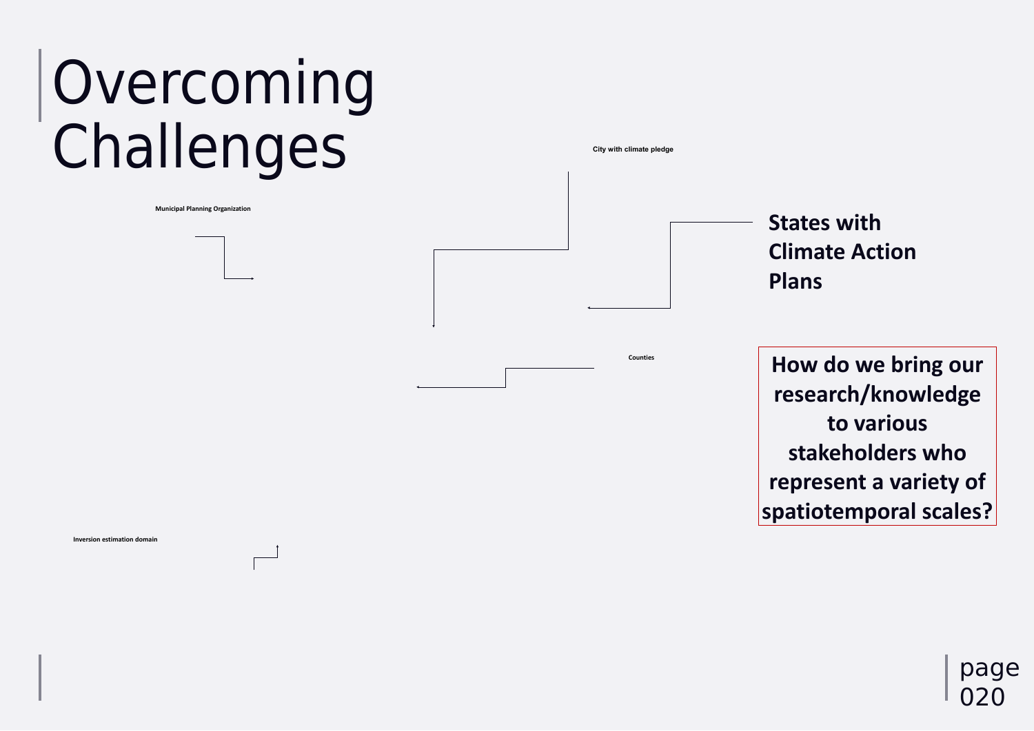# Overcoming Challenges

City with climate pledge

Municipal Planning Organization

**States with Climate Action Plans**

Counties

**How do we bring our research/knowledge to various stakeholders who represent a variety of spatiotemporal scales?**

Inversion estimation domain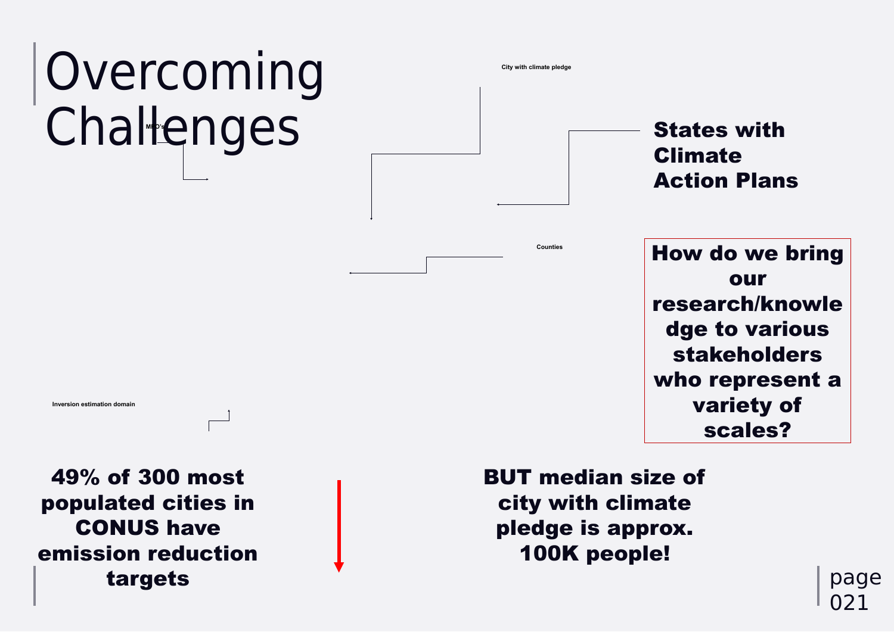# Overcoming Challenges

City with climate pledge

MPO's

**States with Climate Action Plans**

Counties

**How do we bring our research/knowledge to various stakeholders who represent a variety of scales?**

Inversion estimation domain

**49% of 300 most populated cities in CONUS have emission reduction targets**

**BUT median size of city with climate pledge is approx. 100K people!**